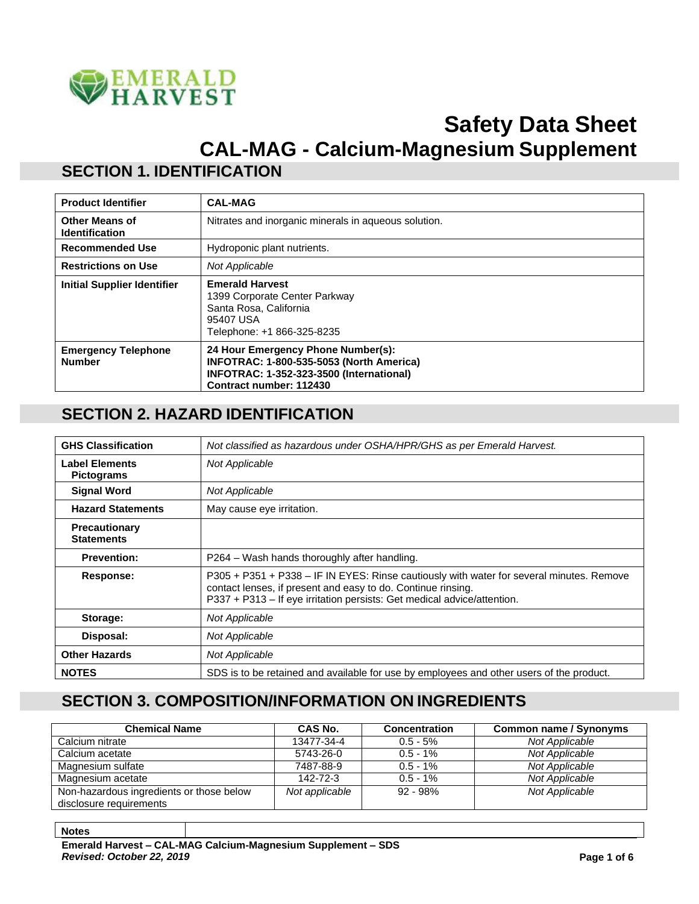EMERALD HARVEST

# Safety Data Sheet

# CAL-MAG - Calcium-Magnesium Supplement

## SECTION 1. IDENTIFICATION

| | |
|---|---|
| **Product Identifier** | **CAL-MAG** |
| **Other Means of Identification** | Nitrates and inorganic minerals in aqueous solution. |
| **Recommended Use** | Hydroponic plant nutrients. |
| **Restrictions on Use** | *Not Applicable* |
| **Initial Supplier Identifier** | **Emerald Harvest**<br>1399 Corporate Center Parkway<br>Santa Rosa, California<br>95407 USA<br>Telephone: +1 866-325-8235 |
| **Emergency Telephone Number** | **24 Hour Emergency Phone Number(s):**<br>**INFOTRAC: 1-800-535-5053 (North America)**<br>**INFOTRAC: 1-352-323-3500 (International)**<br>**Contract number: 112430** |

## SECTION 2. HAZARD IDENTIFICATION

| | |
|---|---|
| **GHS Classification** | *Not classified as hazardous under OSHA/HPR/GHS as per Emerald Harvest.* |
| **Label Elements Pictograms** | *Not Applicable* |
| **Signal Word** | *Not Applicable* |
| **Hazard Statements** | May cause eye irritation. |
| **Precautionary Statements** | |
| **Prevention:** | P264 – Wash hands thoroughly after handling. |
| **Response:** | P305 + P351 + P338 – IF IN EYES: Rinse cautiously with water for several minutes. Remove contact lenses, if present and easy to do. Continue rinsing.<br>P337 + P313 – If eye irritation persists: Get medical advice/attention. |
| **Storage:** | *Not Applicable* |
| **Disposal:** | *Not Applicable* |
| **Other Hazards** | *Not Applicable* |
| **NOTES** | SDS is to be retained and available for use by employees and other users of the product. |

## SECTION 3. COMPOSITION/INFORMATION ON INGREDIENTS

| Chemical Name | CAS No. | Concentration | Common name / Synonyms |
|---|---|---|---|
| Calcium nitrate | 13477-34-4 | 0.5 - 5% | *Not Applicable* |
| Calcium acetate | 5743-26-0 | 0.5 - 1% | *Not Applicable* |
| Magnesium sulfate | 7487-88-9 | 0.5 - 1% | *Not Applicable* |
| Magnesium acetate | 142-72-3 | 0.5 - 1% | *Not Applicable* |
| Non-hazardous ingredients or those below disclosure requirements | *Not applicable* | 92 - 98% | *Not Applicable* |

| | |
|---|---|
| **Notes** | |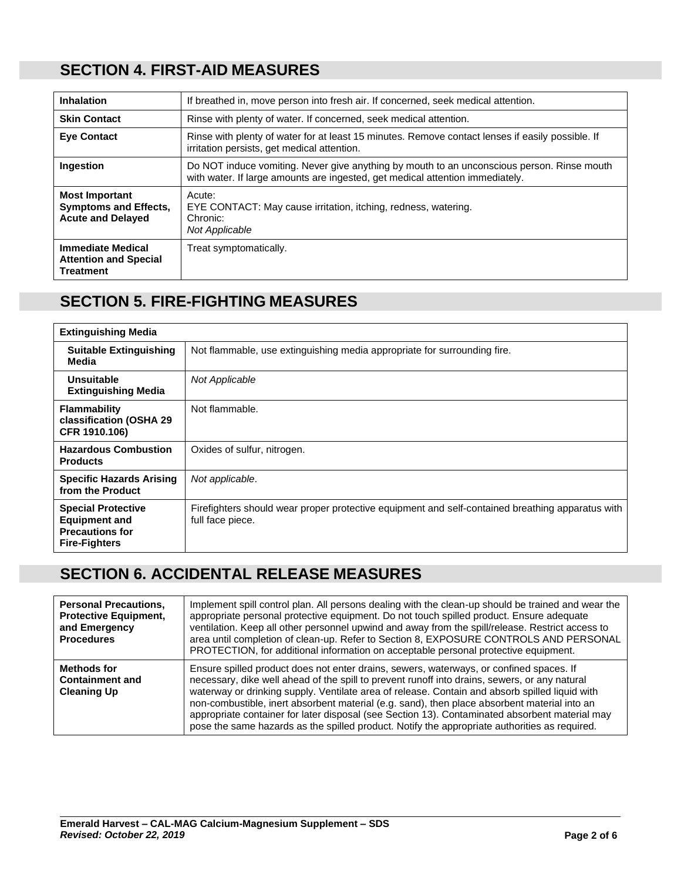## SECTION 4. FIRST-AID MEASURES

| | |
|---|---|
| **Inhalation** | If breathed in, move person into fresh air. If concerned, seek medical attention. |
| **Skin Contact** | Rinse with plenty of water. If concerned, seek medical attention. |
| **Eye Contact** | Rinse with plenty of water for at least 15 minutes. Remove contact lenses if easily possible. If irritation persists, get medical attention. |
| **Ingestion** | Do NOT induce vomiting. Never give anything by mouth to an unconscious person. Rinse mouth with water. If large amounts are ingested, get medical attention immediately. |
| **Most Important Symptoms and Effects, Acute and Delayed** | Acute:<br>EYE CONTACT: May cause irritation, itching, redness, watering.<br>Chronic:<br>*Not Applicable* |
| **Immediate Medical Attention and Special Treatment** | Treat symptomatically. |

## SECTION 5. FIRE-FIGHTING MEASURES

| **Extinguishing Media** | |
|---|---|
| **Suitable Extinguishing Media** | Not flammable, use extinguishing media appropriate for surrounding fire. |
| **Unsuitable Extinguishing Media** | *Not Applicable* |
| **Flammability classification (OSHA 29 CFR 1910.106)** | Not flammable. |
| **Hazardous Combustion Products** | Oxides of sulfur, nitrogen. |
| **Specific Hazards Arising from the Product** | *Not applicable*. |
| **Special Protective Equipment and Precautions for Fire-Fighters** | Firefighters should wear proper protective equipment and self-contained breathing apparatus with full face piece. |

## SECTION 6. ACCIDENTAL RELEASE MEASURES

| | |
|---|---|
| **Personal Precautions, Protective Equipment, and Emergency Procedures** | Implement spill control plan. All persons dealing with the clean-up should be trained and wear the appropriate personal protective equipment. Do not touch spilled product. Ensure adequate ventilation. Keep all other personnel upwind and away from the spill/release. Restrict access to area until completion of clean-up. Refer to Section 8, EXPOSURE CONTROLS AND PERSONAL PROTECTION, for additional information on acceptable personal protective equipment. |
| **Methods for Containment and Cleaning Up** | Ensure spilled product does not enter drains, sewers, waterways, or confined spaces. If necessary, dike well ahead of the spill to prevent runoff into drains, sewers, or any natural waterway or drinking supply. Ventilate area of release. Contain and absorb spilled liquid with non-combustible, inert absorbent material (e.g. sand), then place absorbent material into an appropriate container for later disposal (see Section 13). Contaminated absorbent material may pose the same hazards as the spilled product. Notify the appropriate authorities as required. |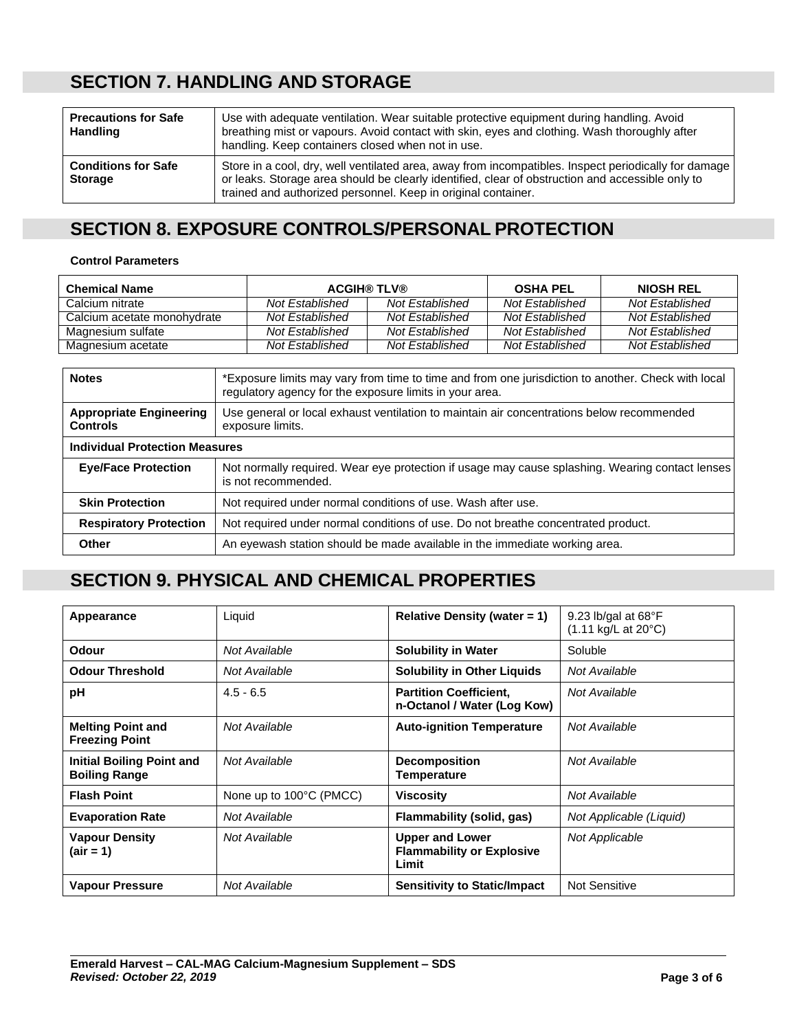## SECTION 7. HANDLING AND STORAGE

| | |
|---|---|
| **Precautions for Safe Handling** | Use with adequate ventilation. Wear suitable protective equipment during handling. Avoid breathing mist or vapours. Avoid contact with skin, eyes and clothing. Wash thoroughly after handling. Keep containers closed when not in use. |
| **Conditions for Safe Storage** | Store in a cool, dry, well ventilated area, away from incompatibles. Inspect periodically for damage or leaks. Storage area should be clearly identified, clear of obstruction and accessible only to trained and authorized personnel. Keep in original container. |

## SECTION 8. EXPOSURE CONTROLS/PERSONAL PROTECTION

**Control Parameters**

| Chemical Name | ACGIH® TLV® | | OSHA PEL | NIOSH REL |
|---|---|---|---|---|
| Calcium nitrate | *Not Established* | *Not Established* | *Not Established* | *Not Established* |
| Calcium acetate monohydrate | *Not Established* | *Not Established* | *Not Established* | *Not Established* |
| Magnesium sulfate | *Not Established* | *Not Established* | *Not Established* | *Not Established* |
| Magnesium acetate | *Not Established* | *Not Established* | *Not Established* | *Not Established* |

| | |
|---|---|
| **Notes** | *Exposure limits may vary from time to time and from one jurisdiction to another. Check with local regulatory agency for the exposure limits in your area. |
| **Appropriate Engineering Controls** | Use general or local exhaust ventilation to maintain air concentrations below recommended exposure limits. |
| **Individual Protection Measures** | |
| **Eye/Face Protection** | Not normally required. Wear eye protection if usage may cause splashing. Wearing contact lenses is not recommended. |
| **Skin Protection** | Not required under normal conditions of use. Wash after use. |
| **Respiratory Protection** | Not required under normal conditions of use. Do not breathe concentrated product. |
| **Other** | An eyewash station should be made available in the immediate working area. |

## SECTION 9. PHYSICAL AND CHEMICAL PROPERTIES

| | | | |
|---|---|---|---|
| **Appearance** | Liquid | **Relative Density (water = 1)** | 9.23 lb/gal at 68°F (1.11 kg/L at 20°C) |
| **Odour** | *Not Available* | **Solubility in Water** | Soluble |
| **Odour Threshold** | *Not Available* | **Solubility in Other Liquids** | *Not Available* |
| **pH** | 4.5 - 6.5 | **Partition Coefficient, n-Octanol / Water (Log Kow)** | *Not Available* |
| **Melting Point and Freezing Point** | *Not Available* | **Auto-ignition Temperature** | *Not Available* |
| **Initial Boiling Point and Boiling Range** | *Not Available* | **Decomposition Temperature** | *Not Available* |
| **Flash Point** | None up to 100°C (PMCC) | **Viscosity** | *Not Available* |
| **Evaporation Rate** | *Not Available* | **Flammability (solid, gas)** | *Not Applicable (Liquid)* |
| **Vapour Density (air = 1)** | *Not Available* | **Upper and Lower Flammability or Explosive Limit** | *Not Applicable* |
| **Vapour Pressure** | *Not Available* | **Sensitivity to Static/Impact** | Not Sensitive |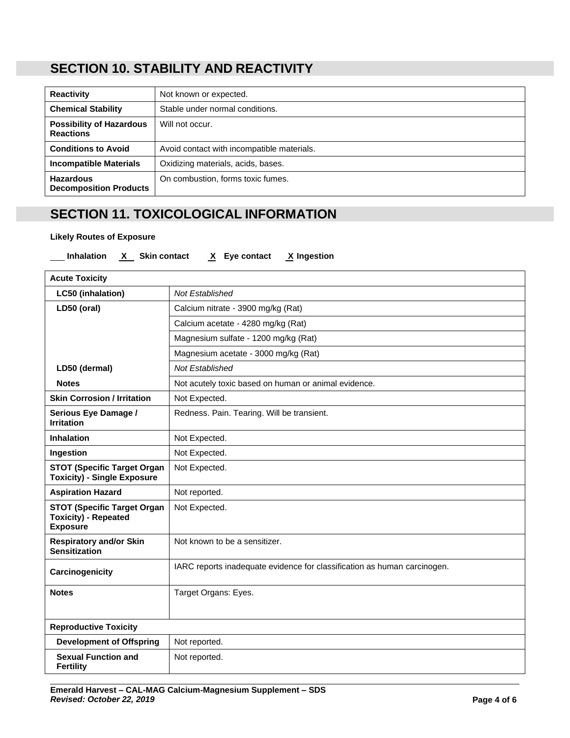## SECTION 10. STABILITY AND REACTIVITY

| | |
|---|---|
| **Reactivity** | Not known or expected. |
| **Chemical Stability** | Stable under normal conditions. |
| **Possibility of Hazardous Reactions** | Will not occur. |
| **Conditions to Avoid** | Avoid contact with incompatible materials. |
| **Incompatible Materials** | Oxidizing materials, acids, bases. |
| **Hazardous Decomposition Products** | On combustion, forms toxic fumes. |

## SECTION 11. TOXICOLOGICAL INFORMATION

**Likely Routes of Exposure**

**___ Inhalation   _X_ Skin contact   _X_ Eye contact   _X_ Ingestion**

| **Acute Toxicity** | |
|---|---|
| **LC50 (inhalation)** | *Not Established* |
| **LD50 (oral)** | Calcium nitrate - 3900 mg/kg (Rat) |
| | Calcium acetate - 4280 mg/kg (Rat) |
| | Magnesium sulfate - 1200 mg/kg (Rat) |
| | Magnesium acetate - 3000 mg/kg (Rat) |
| **LD50 (dermal)** | *Not Established* |
| **Notes** | Not acutely toxic based on human or animal evidence. |
| **Skin Corrosion / Irritation** | Not Expected. |
| **Serious Eye Damage / Irritation** | Redness. Pain. Tearing. Will be transient. |
| **Inhalation** | Not Expected. |
| **Ingestion** | Not Expected. |
| **STOT (Specific Target Organ Toxicity) - Single Exposure** | Not Expected. |
| **Aspiration Hazard** | Not reported. |
| **STOT (Specific Target Organ Toxicity) - Repeated Exposure** | Not Expected. |
| **Respiratory and/or Skin Sensitization** | Not known to be a sensitizer. |
| **Carcinogenicity** | IARC reports inadequate evidence for classification as human carcinogen. |
| **Notes** | Target Organs: Eyes. |
| **Reproductive Toxicity** | |
| **Development of Offspring** | Not reported. |
| **Sexual Function and Fertility** | Not reported. |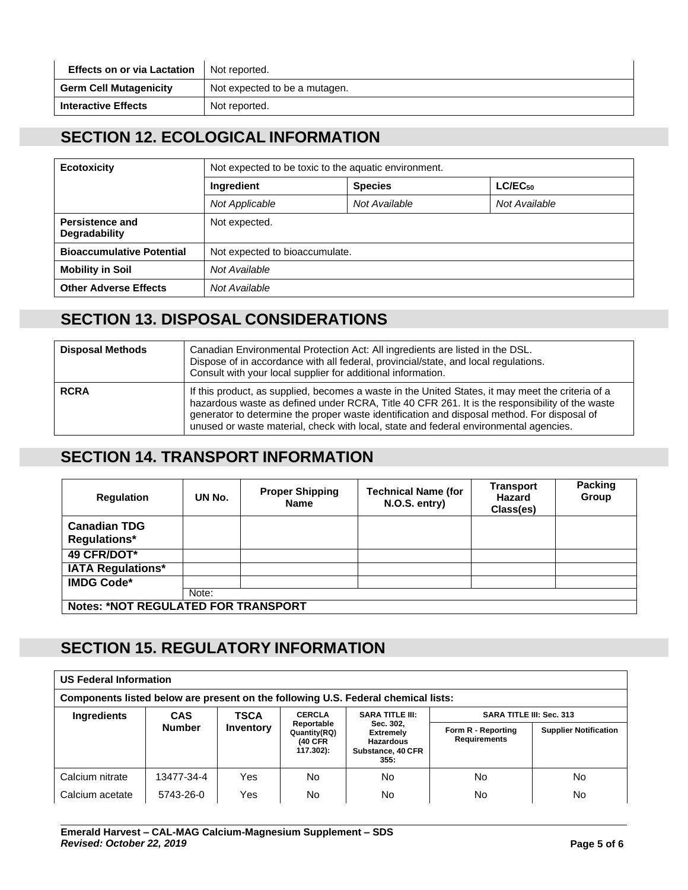| | |
|---|---|
| **Effects on or via Lactation** | Not reported. |
| **Germ Cell Mutagenicity** | Not expected to be a mutagen. |
| **Interactive Effects** | Not reported. |

## SECTION 12. ECOLOGICAL INFORMATION

| | | | |
|---|---|---|---|
| **Ecotoxicity** | Not expected to be toxic to the aquatic environment. | | |
| | **Ingredient** | **Species** | **$LC/EC_{50}$** |
| | *Not Applicable* | *Not Available* | *Not Available* |
| **Persistence and Degradability** | Not expected. | | |
| **Bioaccumulative Potential** | Not expected to bioaccumulate. | | |
| **Mobility in Soil** | *Not Available* | | |
| **Other Adverse Effects** | *Not Available* | | |

## SECTION 13. DISPOSAL CONSIDERATIONS

| | |
|---|---|
| **Disposal Methods** | Canadian Environmental Protection Act: All ingredients are listed in the DSL. Dispose of in accordance with all federal, provincial/state, and local regulations. Consult with your local supplier for additional information. |
| **RCRA** | If this product, as supplied, becomes a waste in the United States, it may meet the criteria of a hazardous waste as defined under RCRA, Title 40 CFR 261. It is the responsibility of the waste generator to determine the proper waste identification and disposal method. For disposal of unused or waste material, check with local, state and federal environmental agencies. |

## SECTION 14. TRANSPORT INFORMATION

| Regulation | UN No. | Proper Shipping Name | Technical Name (for N.O.S. entry) | Transport Hazard Class(es) | Packing Group |
|---|---|---|---|---|---|
| **Canadian TDG Regulations*** | | | | | |
| **49 CFR/DOT*** | | | | | |
| **IATA Regulations*** | | | | | |
| **IMDG Code*** | | | | | |
| | Note: | | | | |
| **Notes: *NOT REGULATED FOR TRANSPORT** | | | | | |

## SECTION 15. REGULATORY INFORMATION

| **US Federal Information** | | | | | | |
|---|---|---|---|---|---|---|
| **Components listed below are present on the following U.S. Federal chemical lists:** | | | | | | |
| **Ingredients** | **CAS Number** | **TSCA Inventory** | **CERCLA Reportable Quantity(RQ) (40 CFR 117.302):** | **SARA TITLE III: Sec. 302, Extremely Hazardous Substance, 40 CFR 355:** | **SARA TITLE III: Sec. 313** | |
| | | | | | **Form R - Reporting Requirements** | **Supplier Notification** |
| Calcium nitrate | 13477-34-4 | Yes | No | No | No | No |
| Calcium acetate | 5743-26-0 | Yes | No | No | No | No |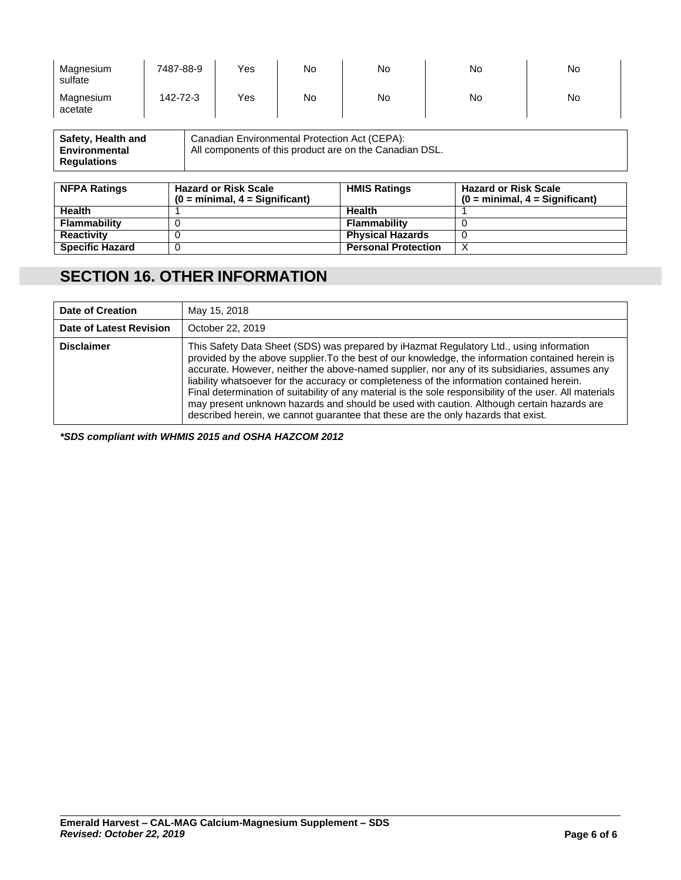| | | | | | | |
|---|---|---|---|---|---|---|
| Magnesium sulfate | 7487-88-9 | Yes | No | No | No | No |
| Magnesium acetate | 142-72-3 | Yes | No | No | No | No |

| | |
|---|---|
| **Safety, Health and Environmental Regulations** | Canadian Environmental Protection Act (CEPA): All components of this product are on the Canadian DSL. |

| NFPA Ratings | Hazard or Risk Scale (0 = minimal, 4 = Significant) | HMIS Ratings | Hazard or Risk Scale (0 = minimal, 4 = Significant) |
|---|---|---|---|
| **Health** | 1 | **Health** | 1 |
| **Flammability** | 0 | **Flammability** | 0 |
| **Reactivity** | 0 | **Physical Hazards** | 0 |
| **Specific Hazard** | 0 | **Personal Protection** | X |

## SECTION 16. OTHER INFORMATION

| | |
|---|---|
| **Date of Creation** | May 15, 2018 |
| **Date of Latest Revision** | October 22, 2019 |
| **Disclaimer** | This Safety Data Sheet (SDS) was prepared by iHazmat Regulatory Ltd., using information provided by the above supplier.To the best of our knowledge, the information contained herein is accurate. However, neither the above-named supplier, nor any of its subsidiaries, assumes any liability whatsoever for the accuracy or completeness of the information contained herein. Final determination of suitability of any material is the sole responsibility of the user. All materials may present unknown hazards and should be used with caution. Although certain hazards are described herein, we cannot guarantee that these are the only hazards that exist. |

***SDS compliant with WHMIS 2015 and OSHA HAZCOM 2012**